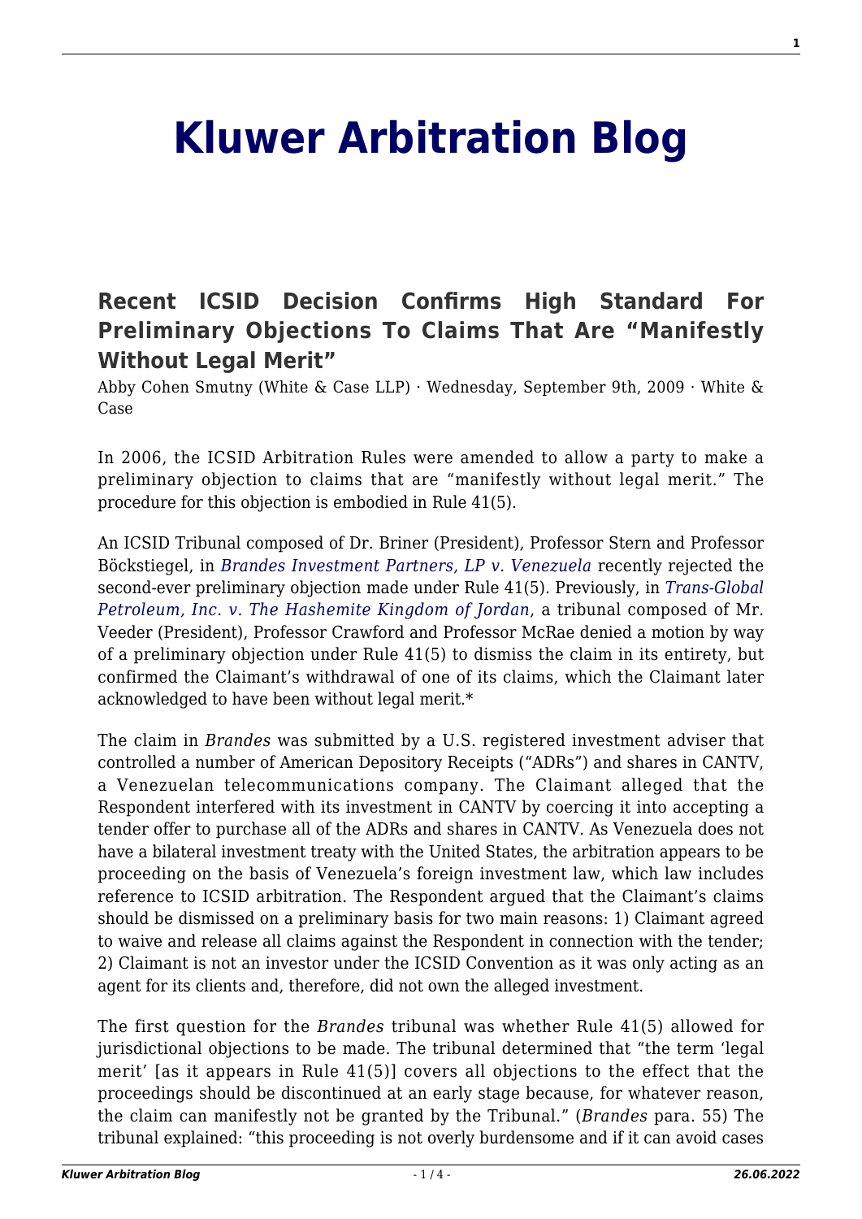# Kluwer Arbitration Blog

## Recent ICSID Decision Confirms High Standard For Preliminary Objections To Claims That Are "Manifestly Without Legal Merit"

Abby Cohen Smutny (White & Case LLP) · Wednesday, September 9th, 2009 · White & Case

In 2006, the ICSID Arbitration Rules were amended to allow a party to make a preliminary objection to claims that are "manifestly without legal merit." The procedure for this objection is embodied in Rule 41(5).

An ICSID Tribunal composed of Dr. Briner (President), Professor Stern and Professor Böckstiegel, in *Brandes Investment Partners, LP v. Venezuela* recently rejected the second-ever preliminary objection made under Rule 41(5). Previously, in *Trans-Global Petroleum, Inc. v. The Hashemite Kingdom of Jordan*, a tribunal composed of Mr. Veeder (President), Professor Crawford and Professor McRae denied a motion by way of a preliminary objection under Rule 41(5) to dismiss the claim in its entirety, but confirmed the Claimant's withdrawal of one of its claims, which the Claimant later acknowledged to have been without legal merit.*

The claim in *Brandes* was submitted by a U.S. registered investment adviser that controlled a number of American Depository Receipts ("ADRs") and shares in CANTV, a Venezuelan telecommunications company. The Claimant alleged that the Respondent interfered with its investment in CANTV by coercing it into accepting a tender offer to purchase all of the ADRs and shares in CANTV. As Venezuela does not have a bilateral investment treaty with the United States, the arbitration appears to be proceeding on the basis of Venezuela's foreign investment law, which law includes reference to ICSID arbitration. The Respondent argued that the Claimant's claims should be dismissed on a preliminary basis for two main reasons: 1) Claimant agreed to waive and release all claims against the Respondent in connection with the tender; 2) Claimant is not an investor under the ICSID Convention as it was only acting as an agent for its clients and, therefore, did not own the alleged investment.

The first question for the *Brandes* tribunal was whether Rule 41(5) allowed for jurisdictional objections to be made. The tribunal determined that "the term 'legal merit' [as it appears in Rule 41(5)] covers all objections to the effect that the proceedings should be discontinued at an early stage because, for whatever reason, the claim can manifestly not be granted by the Tribunal." (*Brandes* para. 55) The tribunal explained: "this proceeding is not overly burdensome and if it can avoid cases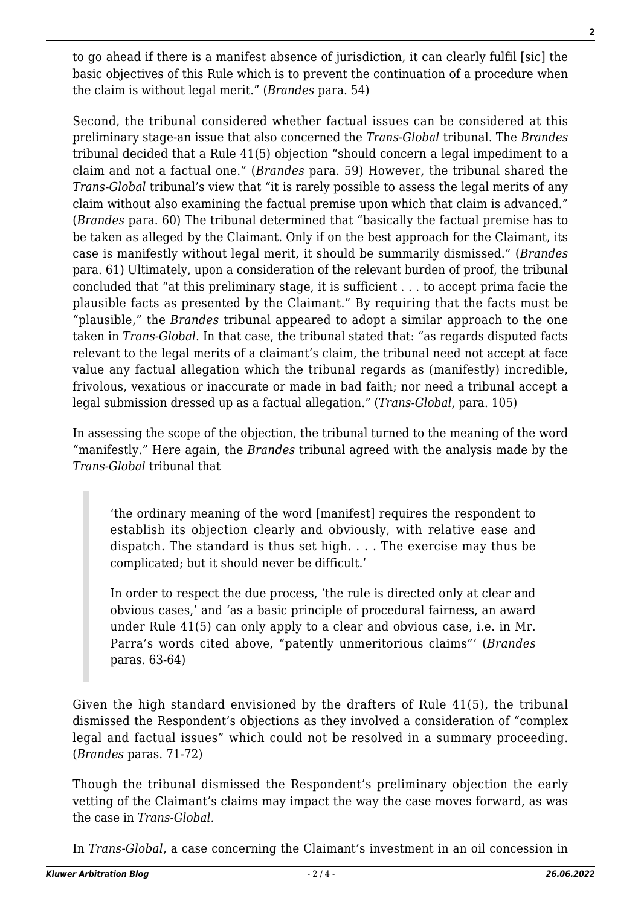to go ahead if there is a manifest absence of jurisdiction, it can clearly fulfil [sic] the basic objectives of this Rule which is to prevent the continuation of a procedure when the claim is without legal merit." (*Brandes* para. 54)

Second, the tribunal considered whether factual issues can be considered at this preliminary stage-an issue that also concerned the *Trans-Global* tribunal. The *Brandes* tribunal decided that a Rule 41(5) objection "should concern a legal impediment to a claim and not a factual one." (*Brandes* para. 59) However, the tribunal shared the *Trans-Global* tribunal's view that "it is rarely possible to assess the legal merits of any claim without also examining the factual premise upon which that claim is advanced." (*Brandes* para. 60) The tribunal determined that "basically the factual premise has to be taken as alleged by the Claimant. Only if on the best approach for the Claimant, its case is manifestly without legal merit, it should be summarily dismissed." (*Brandes* para. 61) Ultimately, upon a consideration of the relevant burden of proof, the tribunal concluded that "at this preliminary stage, it is sufficient . . . to accept prima facie the plausible facts as presented by the Claimant." By requiring that the facts must be "plausible," the *Brandes* tribunal appeared to adopt a similar approach to the one taken in *Trans-Global*. In that case, the tribunal stated that: "as regards disputed facts relevant to the legal merits of a claimant's claim, the tribunal need not accept at face value any factual allegation which the tribunal regards as (manifestly) incredible, frivolous, vexatious or inaccurate or made in bad faith; nor need a tribunal accept a legal submission dressed up as a factual allegation." (*Trans-Global*, para. 105)

In assessing the scope of the objection, the tribunal turned to the meaning of the word "manifestly." Here again, the *Brandes* tribunal agreed with the analysis made by the *Trans-Global* tribunal that

> 'the ordinary meaning of the word [manifest] requires the respondent to establish its objection clearly and obviously, with relative ease and dispatch. The standard is thus set high. . . . The exercise may thus be complicated; but it should never be difficult.'
>
> In order to respect the due process, 'the rule is directed only at clear and obvious cases,' and 'as a basic principle of procedural fairness, an award under Rule 41(5) can only apply to a clear and obvious case, i.e. in Mr. Parra's words cited above, "patently unmeritorious claims"' (*Brandes* paras. 63-64)

Given the high standard envisioned by the drafters of Rule 41(5), the tribunal dismissed the Respondent's objections as they involved a consideration of "complex legal and factual issues" which could not be resolved in a summary proceeding. (*Brandes* paras. 71-72)

Though the tribunal dismissed the Respondent's preliminary objection the early vetting of the Claimant's claims may impact the way the case moves forward, as was the case in *Trans-Global*.

In *Trans-Global*, a case concerning the Claimant's investment in an oil concession in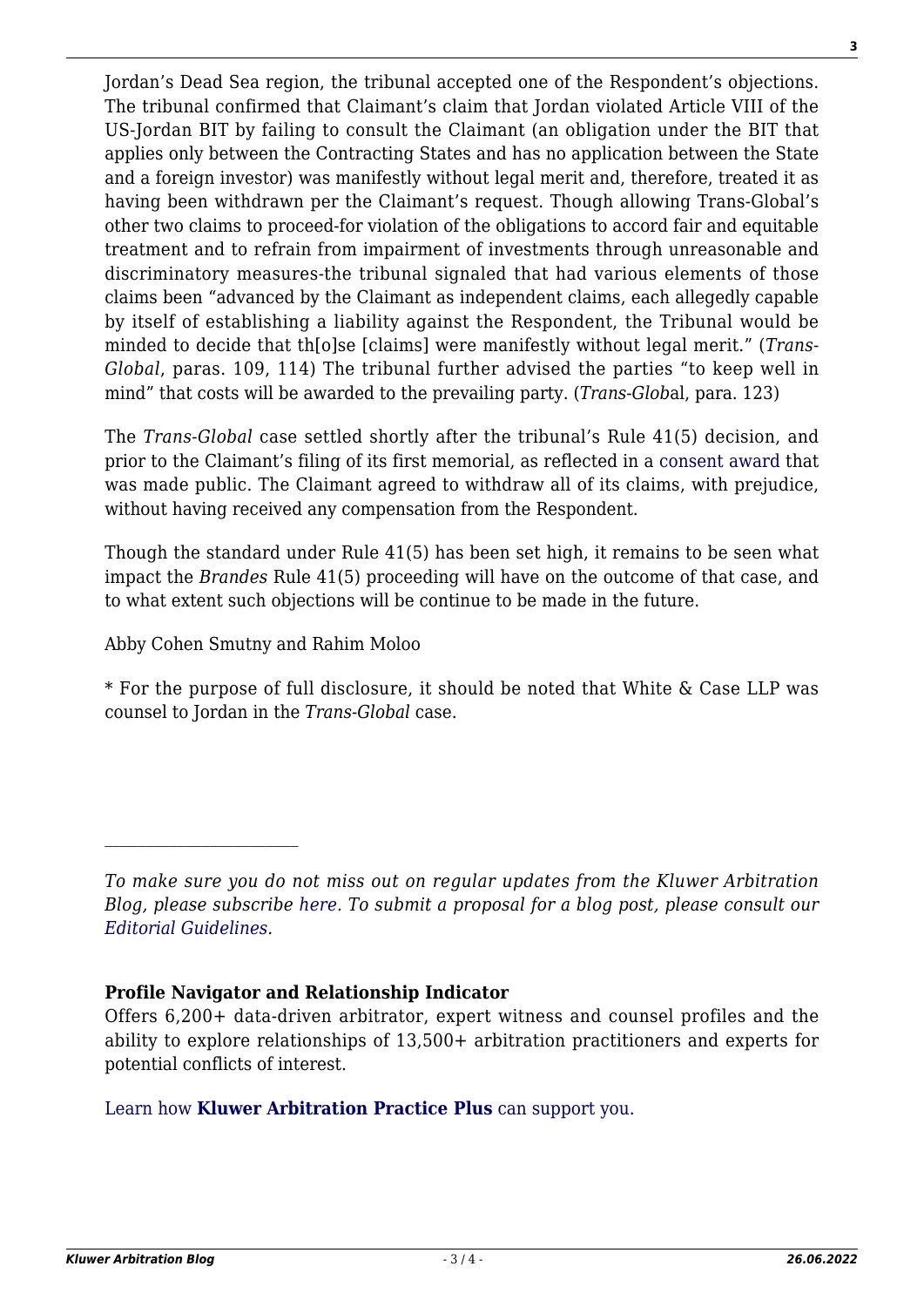Jordan's Dead Sea region, the tribunal accepted one of the Respondent's objections. The tribunal confirmed that Claimant's claim that Jordan violated Article VIII of the US-Jordan BIT by failing to consult the Claimant (an obligation under the BIT that applies only between the Contracting States and has no application between the State and a foreign investor) was manifestly without legal merit and, therefore, treated it as having been withdrawn per the Claimant's request. Though allowing Trans-Global's other two claims to proceed-for violation of the obligations to accord fair and equitable treatment and to refrain from impairment of investments through unreasonable and discriminatory measures-the tribunal signaled that had various elements of those claims been "advanced by the Claimant as independent claims, each allegedly capable by itself of establishing a liability against the Respondent, the Tribunal would be minded to decide that th[o]se [claims] were manifestly without legal merit." (*Trans-Global*, paras. 109, 114) The tribunal further advised the parties "to keep well in mind" that costs will be awarded to the prevailing party. (*Trans-Glob*al, para. 123)

The *Trans-Global* case settled shortly after the tribunal's Rule 41(5) decision, and prior to the Claimant's filing of its first memorial, as reflected in a consent award that was made public. The Claimant agreed to withdraw all of its claims, with prejudice, without having received any compensation from the Respondent.

Though the standard under Rule 41(5) has been set high, it remains to be seen what impact the *Brandes* Rule 41(5) proceeding will have on the outcome of that case, and to what extent such objections will be continue to be made in the future.

Abby Cohen Smutny and Rahim Moloo

* For the purpose of full disclosure, it should be noted that White & Case LLP was counsel to Jordan in the *Trans-Global* case.

---

*To make sure you do not miss out on regular updates from the Kluwer Arbitration Blog, please subscribe here. To submit a proposal for a blog post, please consult our Editorial Guidelines.*

**Profile Navigator and Relationship Indicator**

Offers 6,200+ data-driven arbitrator, expert witness and counsel profiles and the ability to explore relationships of 13,500+ arbitration practitioners and experts for potential conflicts of interest.

Learn how **Kluwer Arbitration Practice Plus** can support you.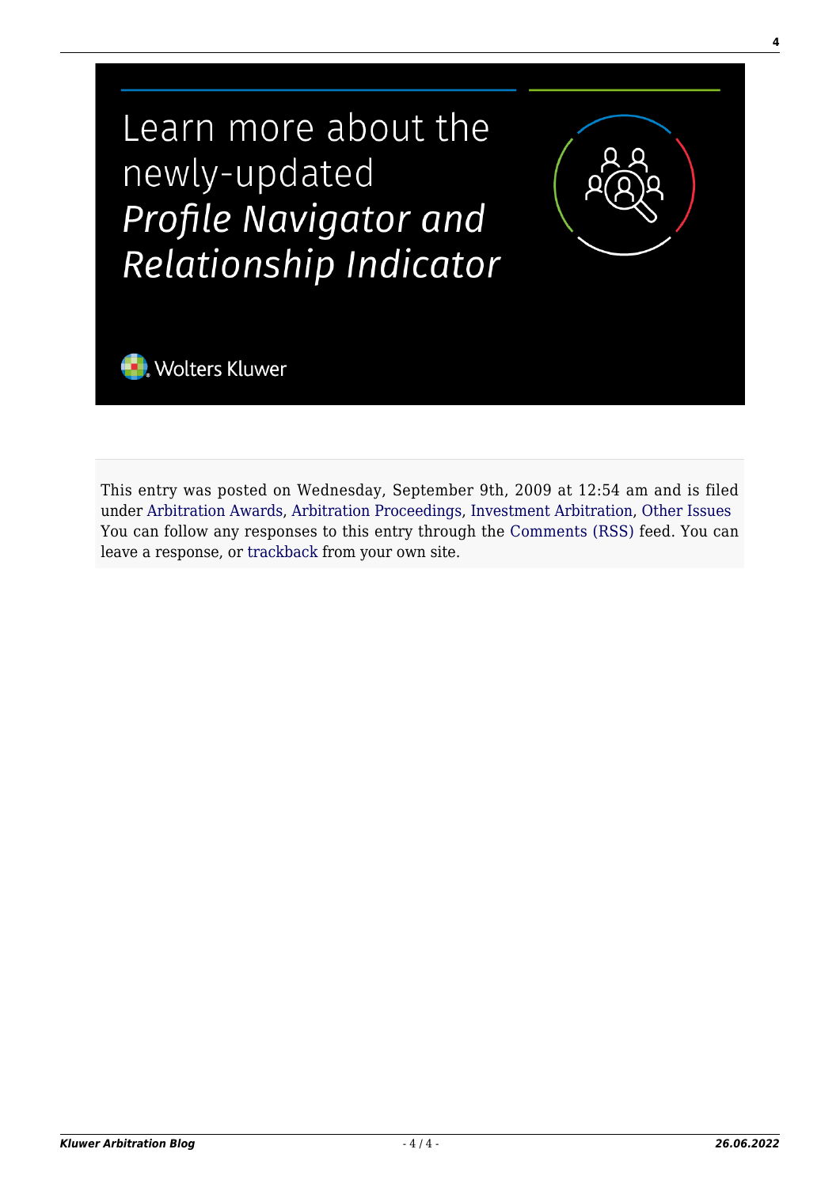Learn more about the newly-updated *Profile Navigator and Relationship Indicator*

Wolters Kluwer

This entry was posted on Wednesday, September 9th, 2009 at 12:54 am and is filed under Arbitration Awards, Arbitration Proceedings, Investment Arbitration, Other Issues You can follow any responses to this entry through the Comments (RSS) feed. You can leave a response, or trackback from your own site.